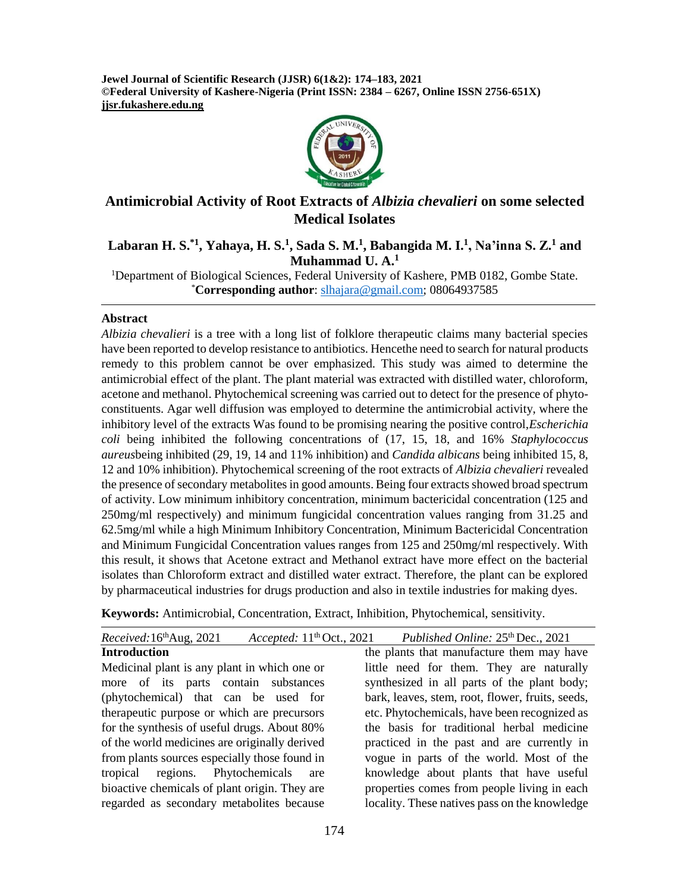# Antimicrobial Activity of Root Extracts of *Albizia chevalieri* on some selected Medical Isolates

**Labaran H. S.[*1], Yahaya, H. S.[1], Sada S. M.[1], Babangida M. I.[1], Na'inna S. Z.[1] and Muhammad U. A.[1]**

[1]Department of Biological Sciences, Federal University of Kashere, PMB 0182, Gombe State.
[*]**Corresponding author**: slhajara@gmail.com; 08064937585

## Abstract

*Albizia chevalieri* is a tree with a long list of folklore therapeutic claims many bacterial species have been reported to develop resistance to antibiotics. Hencethe need to search for natural products remedy to this problem cannot be over emphasized. This study was aimed to determine the antimicrobial effect of the plant. The plant material was extracted with distilled water, chloroform, acetone and methanol. Phytochemical screening was carried out to detect for the presence of phyto-constituents. Agar well diffusion was employed to determine the antimicrobial activity, where the inhibitory level of the extracts Was found to be promising nearing the positive control,*Escherichia coli* being inhibited the following concentrations of (17, 15, 18, and 16% *Staphylococcus aureus*being inhibited (29, 19, 14 and 11% inhibition) and *Candida albicans* being inhibited 15, 8, 12 and 10% inhibition). Phytochemical screening of the root extracts of *Albizia chevalieri* revealed the presence of secondary metabolites in good amounts. Being four extracts showed broad spectrum of activity. Low minimum inhibitory concentration, minimum bactericidal concentration (125 and 250mg/ml respectively) and minimum fungicidal concentration values ranging from 31.25 and 62.5mg/ml while a high Minimum Inhibitory Concentration, Minimum Bactericidal Concentration and Minimum Fungicidal Concentration values ranges from 125 and 250mg/ml respectively. With this result, it shows that Acetone extract and Methanol extract have more effect on the bacterial isolates than Chloroform extract and distilled water extract. Therefore, the plant can be explored by pharmaceutical industries for drugs production and also in textile industries for making dyes.

**Keywords:** Antimicrobial, Concentration, Extract, Inhibition, Phytochemical, sensitivity.

*Received:* 16th Aug, 2021 *Accepted:* 11th Oct., 2021 *Published Online:* 25th Dec., 2021

## Introduction

Medicinal plant is any plant in which one or more of its parts contain substances (phytochemical) that can be used for therapeutic purpose or which are precursors for the synthesis of useful drugs. About 80% of the world medicines are originally derived from plants sources especially those found in tropical regions. Phytochemicals are bioactive chemicals of plant origin. They are regarded as secondary metabolites because the plants that manufacture them may have little need for them. They are naturally synthesized in all parts of the plant body; bark, leaves, stem, root, flower, fruits, seeds, etc. Phytochemicals, have been recognized as the basis for traditional herbal medicine practiced in the past and are currently in vogue in parts of the world. Most of the knowledge about plants that have useful properties comes from people living in each locality. These natives pass on the knowledge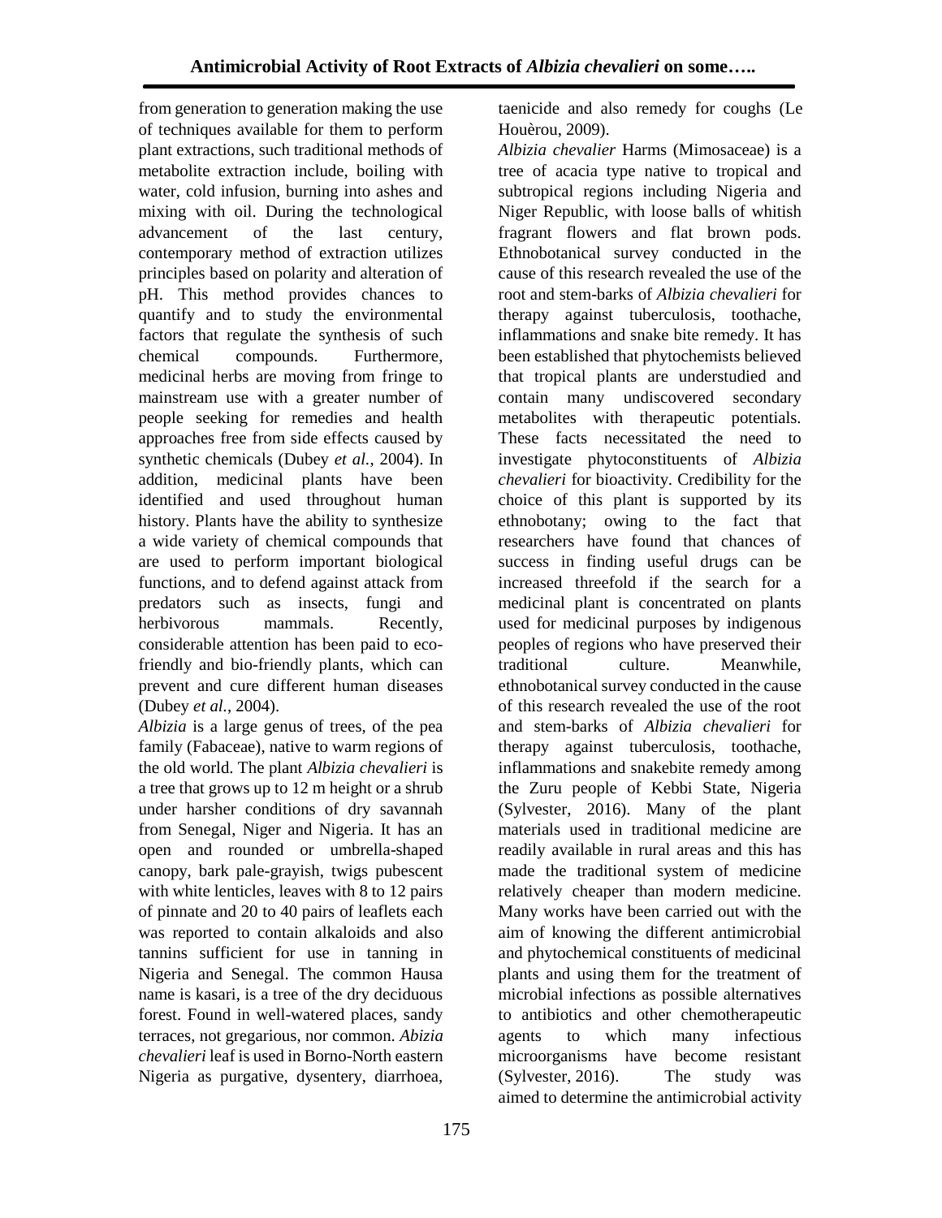from generation to generation making the use of techniques available for them to perform plant extractions, such traditional methods of metabolite extraction include, boiling with water, cold infusion, burning into ashes and mixing with oil. During the technological advancement of the last century, contemporary method of extraction utilizes principles based on polarity and alteration of pH. This method provides chances to quantify and to study the environmental factors that regulate the synthesis of such chemical compounds. Furthermore, medicinal herbs are moving from fringe to mainstream use with a greater number of people seeking for remedies and health approaches free from side effects caused by synthetic chemicals (Dubey *et al.*, 2004). In addition, medicinal plants have been identified and used throughout human history. Plants have the ability to synthesize a wide variety of chemical compounds that are used to perform important biological functions, and to defend against attack from predators such as insects, fungi and herbivorous mammals. Recently, considerable attention has been paid to eco-friendly and bio-friendly plants, which can prevent and cure different human diseases (Dubey *et al.*, 2004).

*Albizia* is a large genus of trees, of the pea family (Fabaceae), native to warm regions of the old world. The plant *Albizia chevalieri* is a tree that grows up to 12 m height or a shrub under harsher conditions of dry savannah from Senegal, Niger and Nigeria. It has an open and rounded or umbrella-shaped canopy, bark pale-grayish, twigs pubescent with white lenticles, leaves with 8 to 12 pairs of pinnate and 20 to 40 pairs of leaflets each was reported to contain alkaloids and also tannins sufficient for use in tanning in Nigeria and Senegal. The common Hausa name is kasari, is a tree of the dry deciduous forest. Found in well-watered places, sandy terraces, not gregarious, nor common. *Abizia chevalieri* leaf is used in Borno-North eastern Nigeria as purgative, dysentery, diarrhoea, taenicide and also remedy for coughs (Le Houèrou, 2009).

*Albizia chevalier* Harms (Mimosaceae) is a tree of acacia type native to tropical and subtropical regions including Nigeria and Niger Republic, with loose balls of whitish fragrant flowers and flat brown pods. Ethnobotanical survey conducted in the cause of this research revealed the use of the root and stem-barks of *Albizia chevalieri* for therapy against tuberculosis, toothache, inflammations and snake bite remedy. It has been established that phytochemists believed that tropical plants are understudied and contain many undiscovered secondary metabolites with therapeutic potentials. These facts necessitated the need to investigate phytoconstituents of *Albizia chevalieri* for bioactivity. Credibility for the choice of this plant is supported by its ethnobotany; owing to the fact that researchers have found that chances of success in finding useful drugs can be increased threefold if the search for a medicinal plant is concentrated on plants used for medicinal purposes by indigenous peoples of regions who have preserved their traditional culture. Meanwhile, ethnobotanical survey conducted in the cause of this research revealed the use of the root and stem-barks of *Albizia chevalieri* for therapy against tuberculosis, toothache, inflammations and snakebite remedy among the Zuru people of Kebbi State, Nigeria (Sylvester, 2016). Many of the plant materials used in traditional medicine are readily available in rural areas and this has made the traditional system of medicine relatively cheaper than modern medicine. Many works have been carried out with the aim of knowing the different antimicrobial and phytochemical constituents of medicinal plants and using them for the treatment of microbial infections as possible alternatives to antibiotics and other chemotherapeutic agents to which many infectious microorganisms have become resistant (Sylvester, 2016). The study was aimed to determine the antimicrobial activity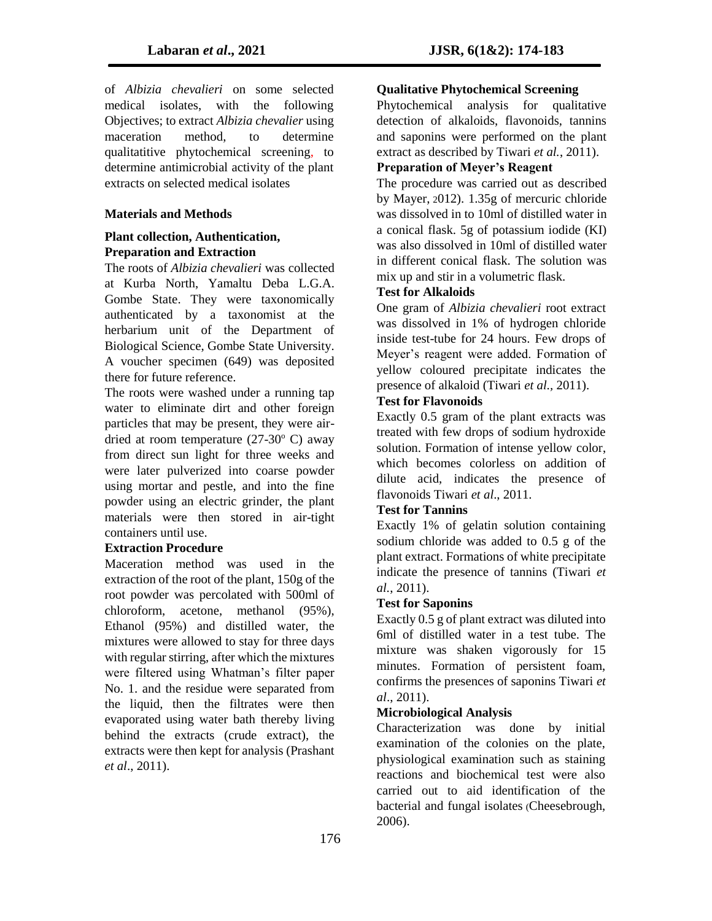of *Albizia chevalieri* on some selected medical isolates, with the following Objectives; to extract *Albizia chevalier* using maceration method, to determine qualitatitive phytochemical screening, to determine antimicrobial activity of the plant extracts on selected medical isolates

## Materials and Methods

### Plant collection, Authentication, Preparation and Extraction

The roots of *Albizia chevalieri* was collected at Kurba North, Yamaltu Deba L.G.A. Gombe State. They were taxonomically authenticated by a taxonomist at the herbarium unit of the Department of Biological Science, Gombe State University. A voucher specimen (649) was deposited there for future reference.

The roots were washed under a running tap water to eliminate dirt and other foreign particles that may be present, they were air-dried at room temperature (27-30º C) away from direct sun light for three weeks and were later pulverized into coarse powder using mortar and pestle, and into the fine powder using an electric grinder, the plant materials were then stored in air-tight containers until use.

### Extraction Procedure

Maceration method was used in the extraction of the root of the plant, 150g of the root powder was percolated with 500ml of chloroform, acetone, methanol (95%), Ethanol (95%) and distilled water, the mixtures were allowed to stay for three days with regular stirring, after which the mixtures were filtered using Whatman's filter paper No. 1. and the residue were separated from the liquid, then the filtrates were then evaporated using water bath thereby living behind the extracts (crude extract), the extracts were then kept for analysis (Prashant *et al*., 2011).

### Qualitative Phytochemical Screening

Phytochemical analysis for qualitative detection of alkaloids, flavonoids, tannins and saponins were performed on the plant extract as described by Tiwari *et al.*, 2011).

### Preparation of Meyer's Reagent

The procedure was carried out as described by Mayer, 2012). 1.35g of mercuric chloride was dissolved in to 10ml of distilled water in a conical flask. 5g of potassium iodide (KI) was also dissolved in 10ml of distilled water in different conical flask. The solution was mix up and stir in a volumetric flask.

### Test for Alkaloids

One gram of *Albizia chevalieri* root extract was dissolved in 1% of hydrogen chloride inside test-tube for 24 hours. Few drops of Meyer's reagent were added. Formation of yellow coloured precipitate indicates the presence of alkaloid (Tiwari *et al.,* 2011).

### Test for Flavonoids

Exactly 0.5 gram of the plant extracts was treated with few drops of sodium hydroxide solution. Formation of intense yellow color, which becomes colorless on addition of dilute acid, indicates the presence of flavonoids Tiwari *et al*., 2011.

### Test for Tannins

Exactly 1% of gelatin solution containing sodium chloride was added to 0.5 g of the plant extract. Formations of white precipitate indicate the presence of tannins (Tiwari *et al.*, 2011).

### Test for Saponins

Exactly 0.5 g of plant extract was diluted into 6ml of distilled water in a test tube. The mixture was shaken vigorously for 15 minutes. Formation of persistent foam, confirms the presences of saponins Tiwari *et al*., 2011).

### Microbiological Analysis

Characterization was done by initial examination of the colonies on the plate, physiological examination such as staining reactions and biochemical test were also carried out to aid identification of the bacterial and fungal isolates (Cheesebrough, 2006).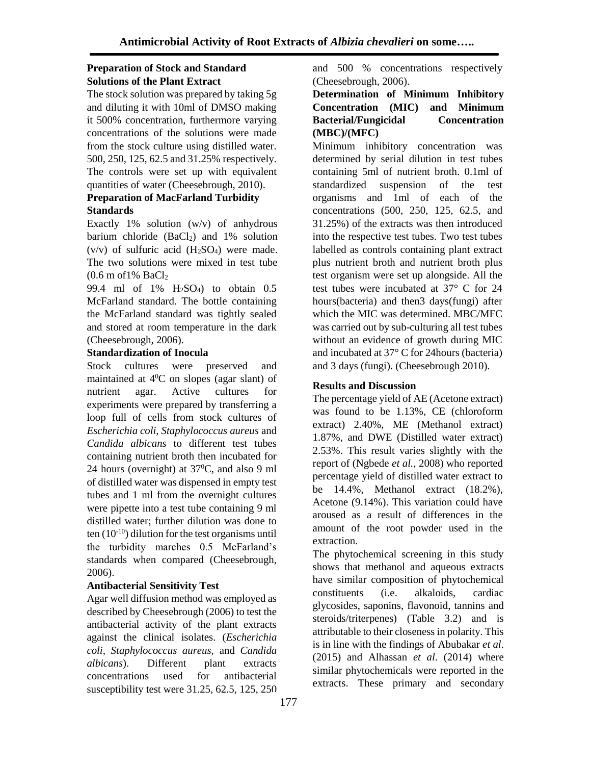**Preparation of Stock and Standard Solutions of the Plant Extract**

The stock solution was prepared by taking 5g and diluting it with 10ml of DMSO making it 500% concentration, furthermore varying concentrations of the solutions were made from the stock culture using distilled water. 500, 250, 125, 62.5 and 31.25% respectively. The controls were set up with equivalent quantities of water (Cheesebrough, 2010).

**Preparation of MacFarland Turbidity Standards**

Exactly 1% solution (w/v) of anhydrous barium chloride ($BaCl_2$) and 1% solution (v/v) of sulfuric acid ($H_2SO_4$) were made. The two solutions were mixed in test tube (0.6 m of1% $BaCl_2$ 99.4 ml of 1% $H_2SO_4$) to obtain 0.5 McFarland standard. The bottle containing the McFarland standard was tightly sealed and stored at room temperature in the dark (Cheesebrough, 2006).

**Standardization of Inocula**

Stock cultures were preserved and maintained at $4^0$C on slopes (agar slant) of nutrient agar. Active cultures for experiments were prepared by transferring a loop full of cells from stock cultures of *Escherichia coli, Staphylococcus aureus* and *Candida albicans* to different test tubes containing nutrient broth then incubated for 24 hours (overnight) at $37^0$C, and also 9 ml of distilled water was dispensed in empty test tubes and 1 ml from the overnight cultures were pipette into a test tube containing 9 ml distilled water; further dilution was done to ten ($10^{-10}$) dilution for the test organisms until the turbidity marches 0.5 McFarland's standards when compared (Cheesebrough, 2006).

**Antibacterial Sensitivity Test**

Agar well diffusion method was employed as described by Cheesebrough (2006) to test the antibacterial activity of the plant extracts against the clinical isolates. (*Escherichia coli, Staphylococcus aureus,* and *Candida albicans*). Different plant extracts concentrations used for antibacterial susceptibility test were 31.25, 62.5, 125, 250 and 500 % concentrations respectively (Cheesebrough, 2006).

**Determination of Minimum Inhibitory Concentration (MIC) and Minimum Bacterial/Fungicidal Concentration (MBC)/(MFC)**

Minimum inhibitory concentration was determined by serial dilution in test tubes containing 5ml of nutrient broth. 0.1ml of standardized suspension of the test organisms and 1ml of each of the concentrations (500, 250, 125, 62.5, and 31.25%) of the extracts was then introduced into the respective test tubes. Two test tubes labelled as controls containing plant extract plus nutrient broth and nutrient broth plus test organism were set up alongside. All the test tubes were incubated at 37° C for 24 hours(bacteria) and then3 days(fungi) after which the MIC was determined. MBC/MFC was carried out by sub-culturing all test tubes without an evidence of growth during MIC and incubated at 37° C for 24hours (bacteria) and 3 days (fungi). (Cheesebrough 2010).

**Results and Discussion**

The percentage yield of AE (Acetone extract) was found to be 1.13%, CE (chloroform extract) 2.40%, ME (Methanol extract) 1.87%, and DWE (Distilled water extract) 2.53%. This result varies slightly with the report of (Ngbede *et al.,* 2008) who reported percentage yield of distilled water extract to be 14.4%, Methanol extract (18.2%), Acetone (9.14%). This variation could have aroused as a result of differences in the amount of the root powder used in the extraction.

The phytochemical screening in this study shows that methanol and aqueous extracts have similar composition of phytochemical constituents (i.e. alkaloids, cardiac glycosides, saponins, flavonoid, tannins and steroids/triterpenes) (Table 3.2) and is attributable to their closeness in polarity. This is in line with the findings of Abubakar *et al*. (2015) and Alhassan *et al*. (2014) where similar phytochemicals were reported in the extracts. These primary and secondary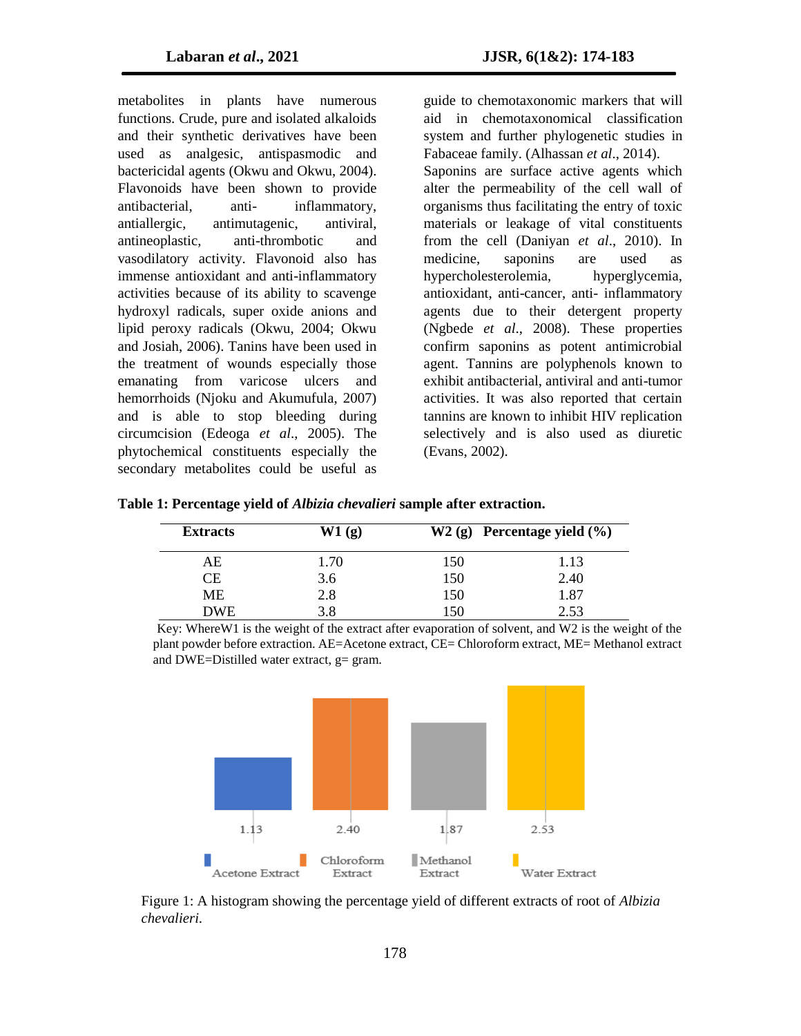metabolites in plants have numerous functions. Crude, pure and isolated alkaloids and their synthetic derivatives have been used as analgesic, antispasmodic and bactericidal agents (Okwu and Okwu, 2004). Flavonoids have been shown to provide antibacterial, anti- inflammatory, antiallergic, antimutagenic, antiviral, antineoplastic, anti-thrombotic and vasodilatory activity. Flavonoid also has immense antioxidant and anti-inflammatory activities because of its ability to scavenge hydroxyl radicals, super oxide anions and lipid peroxy radicals (Okwu, 2004; Okwu and Josiah, 2006). Tanins have been used in the treatment of wounds especially those emanating from varicose ulcers and hemorrhoids (Njoku and Akumufula, 2007) and is able to stop bleeding during circumcision (Edeoga *et al*., 2005). The phytochemical constituents especially the secondary metabolites could be useful as guide to chemotaxonomic markers that will aid in chemotaxonomical classification system and further phylogenetic studies in Fabaceae family. (Alhassan *et al*., 2014).

Saponins are surface active agents which alter the permeability of the cell wall of organisms thus facilitating the entry of toxic materials or leakage of vital constituents from the cell (Daniyan *et al*., 2010). In medicine, saponins are used as hypercholesterolemia, hyperglycemia, antioxidant, anti-cancer, anti- inflammatory agents due to their detergent property (Ngbede *et al*., 2008). These properties confirm saponins as potent antimicrobial agent. Tannins are polyphenols known to exhibit antibacterial, antiviral and anti-tumor activities. It was also reported that certain tannins are known to inhibit HIV replication selectively and is also used as diuretic (Evans, 2002).

**Table 1: Percentage yield of *Albizia chevalieri* sample after extraction.**

| Extracts | W1 (g) | W2 (g) | Percentage yield (%) |
|---|---|---|---|
| AE | 1.70 | 150 | 1.13 |
| CE | 3.6 | 150 | 2.40 |
| ME | 2.8 | 150 | 1.87 |
| DWE | 3.8 | 150 | 2.53 |

Key: WhereW1 is the weight of the extract after evaporation of solvent, and W2 is the weight of the plant powder before extraction. AE=Acetone extract, CE= Chloroform extract, ME= Methanol extract and DWE=Distilled water extract, g= gram.

Figure 1: A histogram showing the percentage yield of different extracts of root of *Albizia chevalieri.*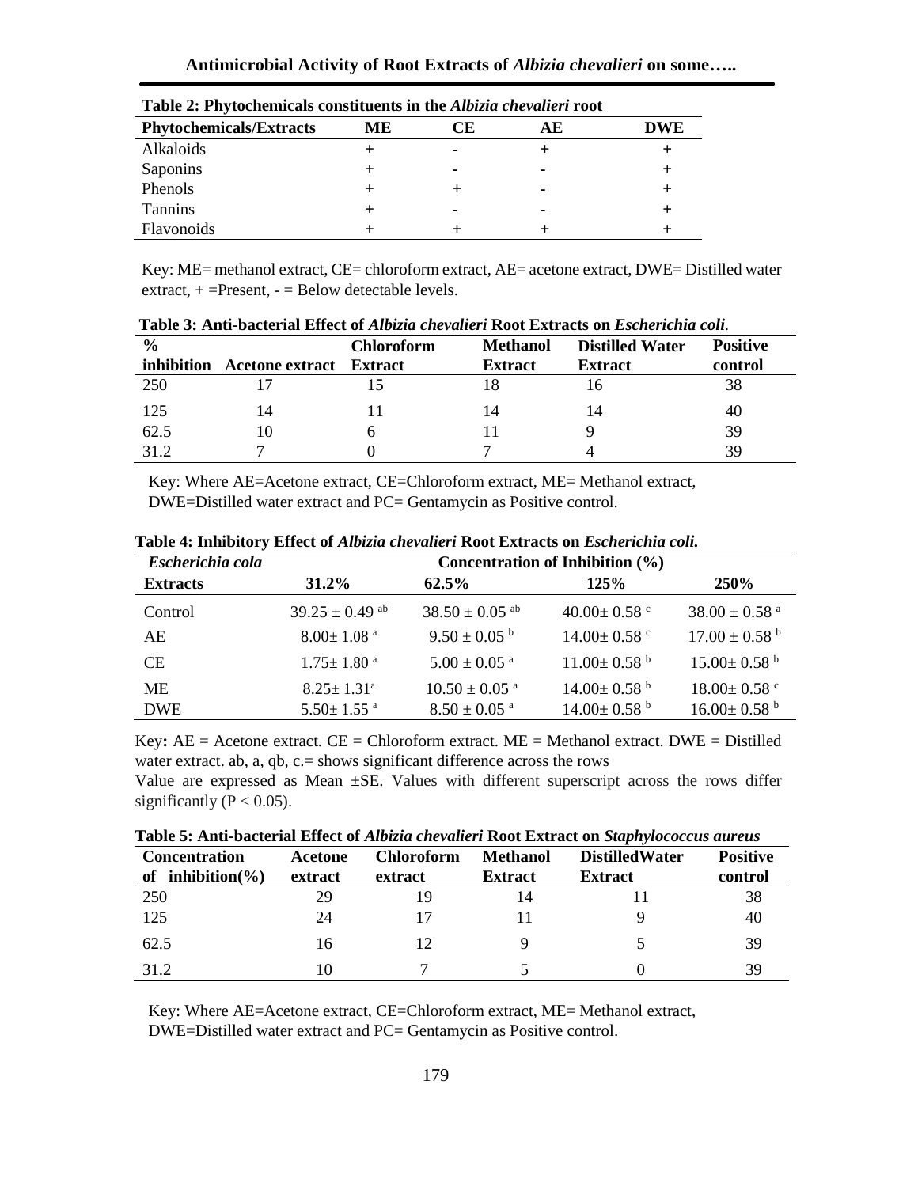**Table 2: Phytochemicals constituents in the *Albizia chevalieri* root**

| Phytochemicals/Extracts | ME | CE | AE | DWE |
|---|---|---|---|---|
| Alkaloids | + | - | + | + |
| Saponins | + | - | - | + |
| Phenols | + | + | - | + |
| Tannins | + | - | - | + |
| Flavonoids | + | + | + | + |

Key: ME= methanol extract, CE= chloroform extract, AE= acetone extract, DWE= Distilled water extract, + =Present, - = Below detectable levels.

**Table 3: Anti-bacterial Effect of *Albizia chevalieri* Root Extracts on *Escherichia coli*.**

| % inhibition | Acetone extract | Chloroform Extract | Methanol Extract | Distilled Water Extract | Positive control |
|---|---|---|---|---|---|
| 250 | 17 | 15 | 18 | 16 | 38 |
| 125 | 14 | 11 | 14 | 14 | 40 |
| 62.5 | 10 | 6 | 11 | 9 | 39 |
| 31.2 | 7 | 0 | 7 | 4 | 39 |

Key: Where AE=Acetone extract, CE=Chloroform extract, ME= Methanol extract, DWE=Distilled water extract and PC= Gentamycin as Positive control.

**Table 4: Inhibitory Effect of *Albizia chevalieri* Root Extracts on *Escherichia coli.***

| *Escherichia cola* | Concentration of Inhibition (%) | | | |
|---|---|---|---|---|
| **Extracts** | **31.2%** | **62.5%** | **125%** | **250%** |
| Control | $39.25 \pm 0.49^{ab}$ | $38.50 \pm 0.05^{ab}$ | $40.00 \pm 0.58^{c}$ | $38.00 \pm 0.58^{a}$ |
| AE | $8.00 \pm 1.08^{a}$ | $9.50 \pm 0.05^{b}$ | $14.00 \pm 0.58^{c}$ | $17.00 \pm 0.58^{b}$ |
| CE | $1.75 \pm 1.80^{a}$ | $5.00 \pm 0.05^{a}$ | $11.00 \pm 0.58^{b}$ | $15.00 \pm 0.58^{b}$ |
| ME | $8.25 \pm 1.31^{a}$ | $10.50 \pm 0.05^{a}$ | $14.00 \pm 0.58^{b}$ | $18.00 \pm 0.58^{c}$ |
| DWE | $5.50 \pm 1.55^{a}$ | $8.50 \pm 0.05^{a}$ | $14.00 \pm 0.58^{b}$ | $16.00 \pm 0.58^{b}$ |

**Key:** AE = Acetone extract. CE = Chloroform extract. ME = Methanol extract. DWE = Distilled water extract. ab, a, qb, c.= shows significant difference across the rows

Value are expressed as Mean ±SE. Values with different superscript across the rows differ significantly ($P < 0.05$).

**Table 5: Anti-bacterial Effect of *Albizia chevalieri* Root Extract on *Staphylococcus aureus***

| Concentration of inhibition(%) | Acetone extract | Chloroform extract | Methanol Extract | DistilledWater Extract | Positive control |
|---|---|---|---|---|---|
| 250 | 29 | 19 | 14 | 11 | 38 |
| 125 | 24 | 17 | 11 | 9 | 40 |
| 62.5 | 16 | 12 | 9 | 5 | 39 |
| 31.2 | 10 | 7 | 5 | 0 | 39 |

Key: Where AE=Acetone extract, CE=Chloroform extract, ME= Methanol extract, DWE=Distilled water extract and PC= Gentamycin as Positive control.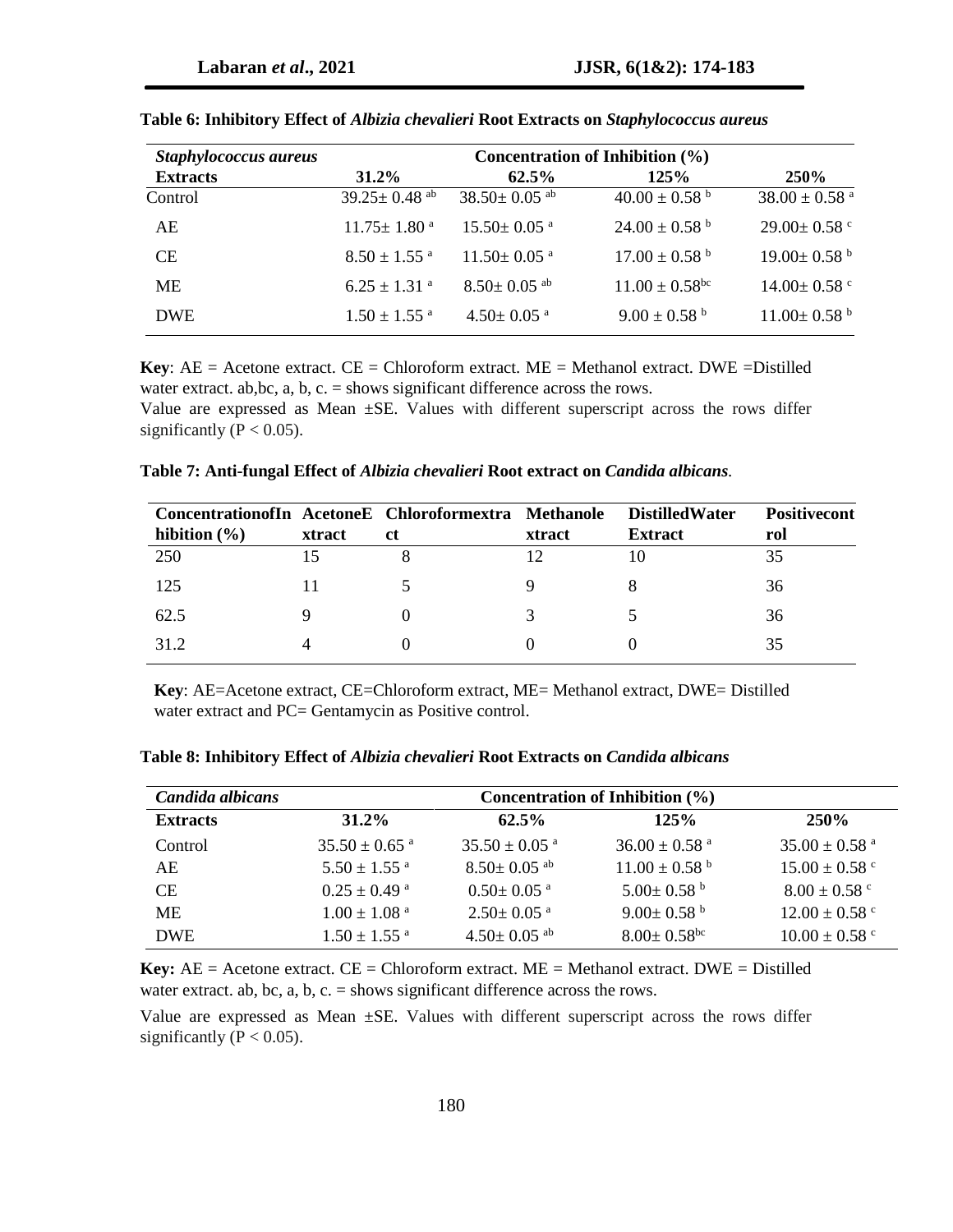**Table 6: Inhibitory Effect of *Albizia chevalieri* Root Extracts on *Staphylococcus aureus***

| *Staphylococcus aureus* | Concentration of Inhibition (%) | | | |
|---|---|---|---|---|
| **Extracts** | **31.2%** | **62.5%** | **125%** | **250%** |
| Control | $39.25 \pm 0.48^{ab}$ | $38.50 \pm 0.05^{ab}$ | $40.00 \pm 0.58^{b}$ | $38.00 \pm 0.58^{a}$ |
| AE | $11.75 \pm 1.80^{a}$ | $15.50 \pm 0.05^{a}$ | $24.00 \pm 0.58^{b}$ | $29.00 \pm 0.58^{c}$ |
| CE | $8.50 \pm 1.55^{a}$ | $11.50 \pm 0.05^{a}$ | $17.00 \pm 0.58^{b}$ | $19.00 \pm 0.58^{b}$ |
| ME | $6.25 \pm 1.31^{a}$ | $8.50 \pm 0.05^{ab}$ | $11.00 \pm 0.58^{bc}$ | $14.00 \pm 0.58^{c}$ |
| DWE | $1.50 \pm 1.55^{a}$ | $4.50 \pm 0.05^{a}$ | $9.00 \pm 0.58^{b}$ | $11.00 \pm 0.58^{b}$ |

**Key**: AE = Acetone extract. CE = Chloroform extract. ME = Methanol extract. DWE =Distilled water extract. ab,bc, a, b, c. = shows significant difference across the rows.
Value are expressed as Mean ±SE. Values with different superscript across the rows differ significantly ($P < 0.05$).

**Table 7: Anti-fungal Effect of *Albizia chevalieri* Root extract on *Candida albicans*.**

| ConcentrationofInhibition (%) | AcetoneExtract | Chloroformextract | Methanolextract | DistilledWater Extract | Positivecontrol |
|---|---|---|---|---|---|
| 250 | 15 | 8 | 12 | 10 | 35 |
| 125 | 11 | 5 | 9 | 8 | 36 |
| 62.5 | 9 | 0 | 3 | 5 | 36 |
| 31.2 | 4 | 0 | 0 | 0 | 35 |

**Key**: AE=Acetone extract, CE=Chloroform extract, ME= Methanol extract, DWE= Distilled water extract and PC= Gentamycin as Positive control.

**Table 8: Inhibitory Effect of *Albizia chevalieri* Root Extracts on *Candida albicans***

| *Candida albicans* | Concentration of Inhibition (%) | | | |
|---|---|---|---|---|
| **Extracts** | **31.2%** | **62.5%** | **125%** | **250%** |
| Control | $35.50 \pm 0.65^{a}$ | $35.50 \pm 0.05^{a}$ | $36.00 \pm 0.58^{a}$ | $35.00 \pm 0.58^{a}$ |
| AE | $5.50 \pm 1.55^{a}$ | $8.50 \pm 0.05^{ab}$ | $11.00 \pm 0.58^{b}$ | $15.00 \pm 0.58^{c}$ |
| CE | $0.25 \pm 0.49^{a}$ | $0.50 \pm 0.05^{a}$ | $5.00 \pm 0.58^{b}$ | $8.00 \pm 0.58^{c}$ |
| ME | $1.00 \pm 1.08^{a}$ | $2.50 \pm 0.05^{a}$ | $9.00 \pm 0.58^{b}$ | $12.00 \pm 0.58^{c}$ |
| DWE | $1.50 \pm 1.55^{a}$ | $4.50 \pm 0.05^{ab}$ | $8.00 \pm 0.58^{bc}$ | $10.00 \pm 0.58^{c}$ |

**Key:** AE = Acetone extract. CE = Chloroform extract. ME = Methanol extract. DWE = Distilled water extract. ab, bc, a, b, c. = shows significant difference across the rows.

Value are expressed as Mean ±SE. Values with different superscript across the rows differ significantly ($P < 0.05$).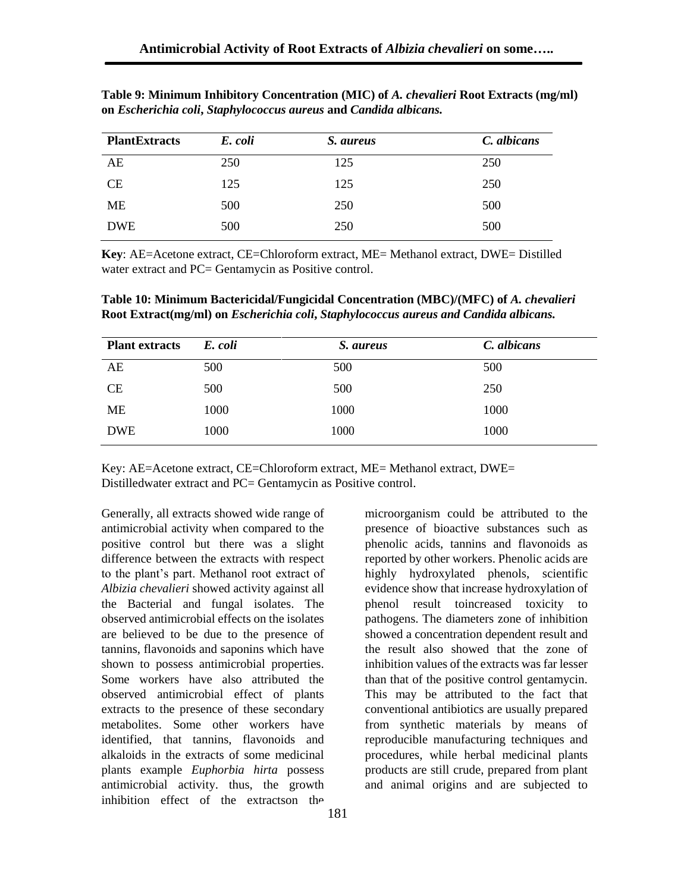**Table 9: Minimum Inhibitory Concentration (MIC) of *A. chevalieri* Root Extracts (mg/ml) on *Escherichia coli*, *Staphylococcus aureus* and *Candida albicans*.**

| PlantExtracts | *E. coli* | *S. aureus* | *C. albicans* |
|---|---|---|---|
| AE | 250 | 125 | 250 |
| CE | 125 | 125 | 250 |
| ME | 500 | 250 | 500 |
| DWE | 500 | 250 | 500 |

**Key**: AE=Acetone extract, CE=Chloroform extract, ME= Methanol extract, DWE= Distilled water extract and PC= Gentamycin as Positive control.

**Table 10: Minimum Bactericidal/Fungicidal Concentration (MBC)/(MFC) of *A. chevalieri* Root Extract(mg/ml) on *Escherichia coli*, *Staphylococcus aureus and Candida albicans.***

| Plant extracts | *E. coli* | *S. aureus* | *C. albicans* |
|---|---|---|---|
| AE | 500 | 500 | 500 |
| CE | 500 | 500 | 250 |
| ME | 1000 | 1000 | 1000 |
| DWE | 1000 | 1000 | 1000 |

Key: AE=Acetone extract, CE=Chloroform extract, ME= Methanol extract, DWE= Distilledwater extract and PC= Gentamycin as Positive control.

Generally, all extracts showed wide range of antimicrobial activity when compared to the positive control but there was a slight difference between the extracts with respect to the plant's part. Methanol root extract of *Albizia chevalieri* showed activity against all the Bacterial and fungal isolates. The observed antimicrobial effects on the isolates are believed to be due to the presence of tannins, flavonoids and saponins which have shown to possess antimicrobial properties. Some workers have also attributed the observed antimicrobial effect of plants extracts to the presence of these secondary metabolites. Some other workers have identified, that tannins, flavonoids and alkaloids in the extracts of some medicinal plants example *Euphorbia hirta* possess antimicrobial activity. thus, the growth inhibition effect of the extractson the microorganism could be attributed to the presence of bioactive substances such as phenolic acids, tannins and flavonoids as reported by other workers. Phenolic acids are highly hydroxylated phenols, scientific evidence show that increase hydroxylation of phenol result toincreased toxicity to pathogens. The diameters zone of inhibition showed a concentration dependent result and the result also showed that the zone of inhibition values of the extracts was far lesser than that of the positive control gentamycin. This may be attributed to the fact that conventional antibiotics are usually prepared from synthetic materials by means of reproducible manufacturing techniques and procedures, while herbal medicinal plants products are still crude, prepared from plant and animal origins and are subjected to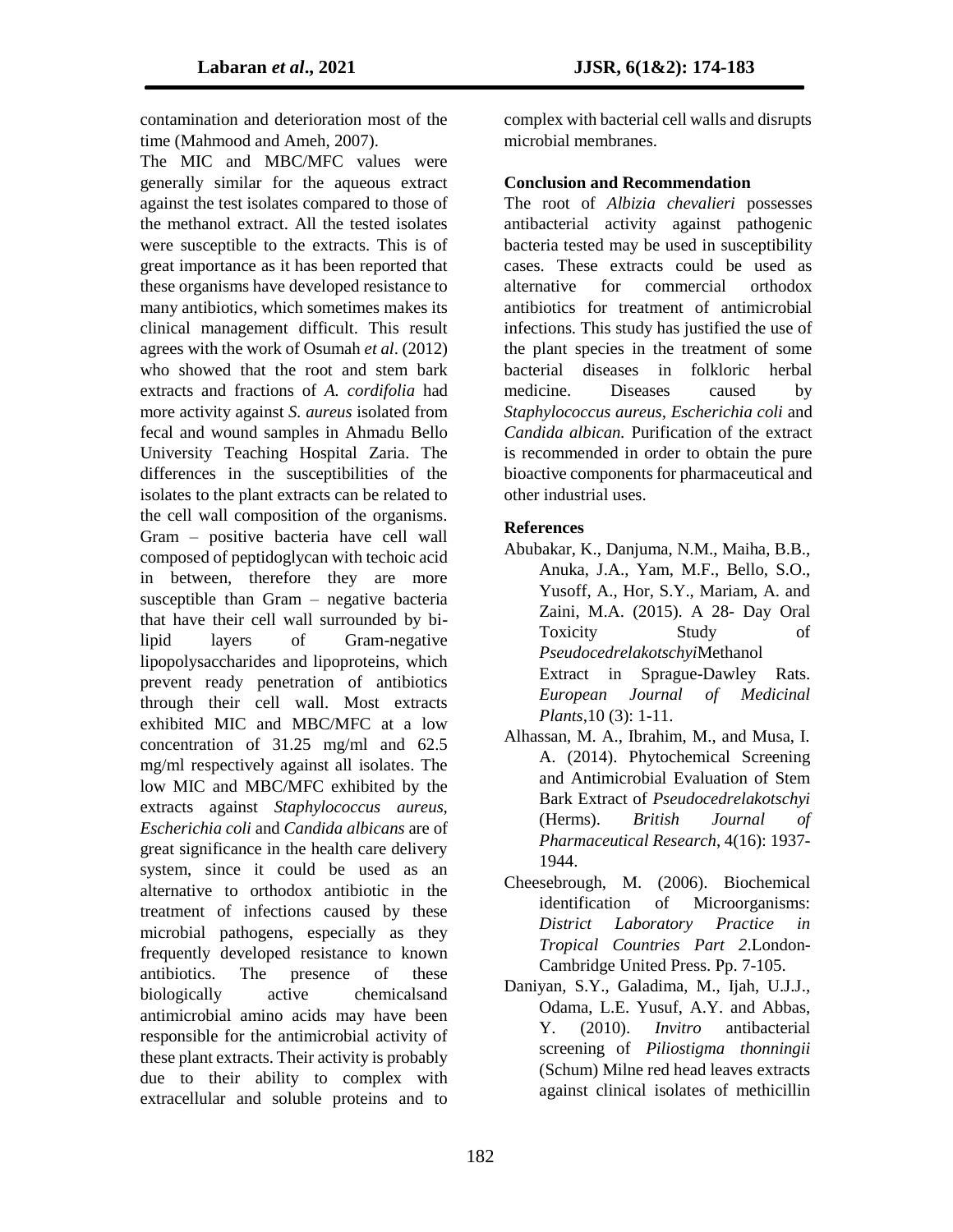contamination and deterioration most of the time (Mahmood and Ameh, 2007).

The MIC and MBC/MFC values were generally similar for the aqueous extract against the test isolates compared to those of the methanol extract. All the tested isolates were susceptible to the extracts. This is of great importance as it has been reported that these organisms have developed resistance to many antibiotics, which sometimes makes its clinical management difficult. This result agrees with the work of Osumah *et al*. (2012) who showed that the root and stem bark extracts and fractions of *A. cordifolia* had more activity against *S. aureus* isolated from fecal and wound samples in Ahmadu Bello University Teaching Hospital Zaria. The differences in the susceptibilities of the isolates to the plant extracts can be related to the cell wall composition of the organisms. Gram – positive bacteria have cell wall composed of peptidoglycan with techoic acid in between, therefore they are more susceptible than Gram – negative bacteria that have their cell wall surrounded by bi-lipid layers of Gram-negative lipopolysaccharides and lipoproteins, which prevent ready penetration of antibiotics through their cell wall. Most extracts exhibited MIC and MBC/MFC at a low concentration of 31.25 mg/ml and 62.5 mg/ml respectively against all isolates. The low MIC and MBC/MFC exhibited by the extracts against *Staphylococcus aureus*, *Escherichia coli* and *Candida albicans* are of great significance in the health care delivery system, since it could be used as an alternative to orthodox antibiotic in the treatment of infections caused by these microbial pathogens, especially as they frequently developed resistance to known antibiotics. The presence of these biologically active chemicalsand antimicrobial amino acids may have been responsible for the antimicrobial activity of these plant extracts. Their activity is probably due to their ability to complex with extracellular and soluble proteins and to complex with bacterial cell walls and disrupts microbial membranes.

## Conclusion and Recommendation

The root of *Albizia chevalieri* possesses antibacterial activity against pathogenic bacteria tested may be used in susceptibility cases. These extracts could be used as alternative for commercial orthodox antibiotics for treatment of antimicrobial infections. This study has justified the use of the plant species in the treatment of some bacterial diseases in folkloric herbal medicine. Diseases caused by *Staphylococcus aureus*, *Escherichia coli* and *Candida albican.* Purification of the extract is recommended in order to obtain the pure bioactive components for pharmaceutical and other industrial uses.

## References

Abubakar, K., Danjuma, N.M., Maiha, B.B., Anuka, J.A., Yam, M.F., Bello, S.O., Yusoff, A., Hor, S.Y., Mariam, A. and Zaini, M.A. (2015). A 28- Day Oral Toxicity Study of *Pseudocedrelakotschyi*Methanol Extract in Sprague-Dawley Rats. *European Journal of Medicinal Plants*,10 (3): 1-11.

Alhassan, M. A., Ibrahim, M., and Musa, I. A. (2014). Phytochemical Screening and Antimicrobial Evaluation of Stem Bark Extract of *Pseudocedrelakotschyi* (Herms). *British Journal of Pharmaceutical Research*, 4(16): 1937-1944.

Cheesebrough, M. (2006). Biochemical identification of Microorganisms: *District Laboratory Practice in Tropical Countries Part 2*.London-Cambridge United Press. Pp. 7-105.

Daniyan, S.Y., Galadima, M., Ijah, U.J.J., Odama, L.E. Yusuf, A.Y. and Abbas, Y. (2010). *Invitro* antibacterial screening of *Piliostigma thonningii* (Schum) Milne red head leaves extracts against clinical isolates of methicillin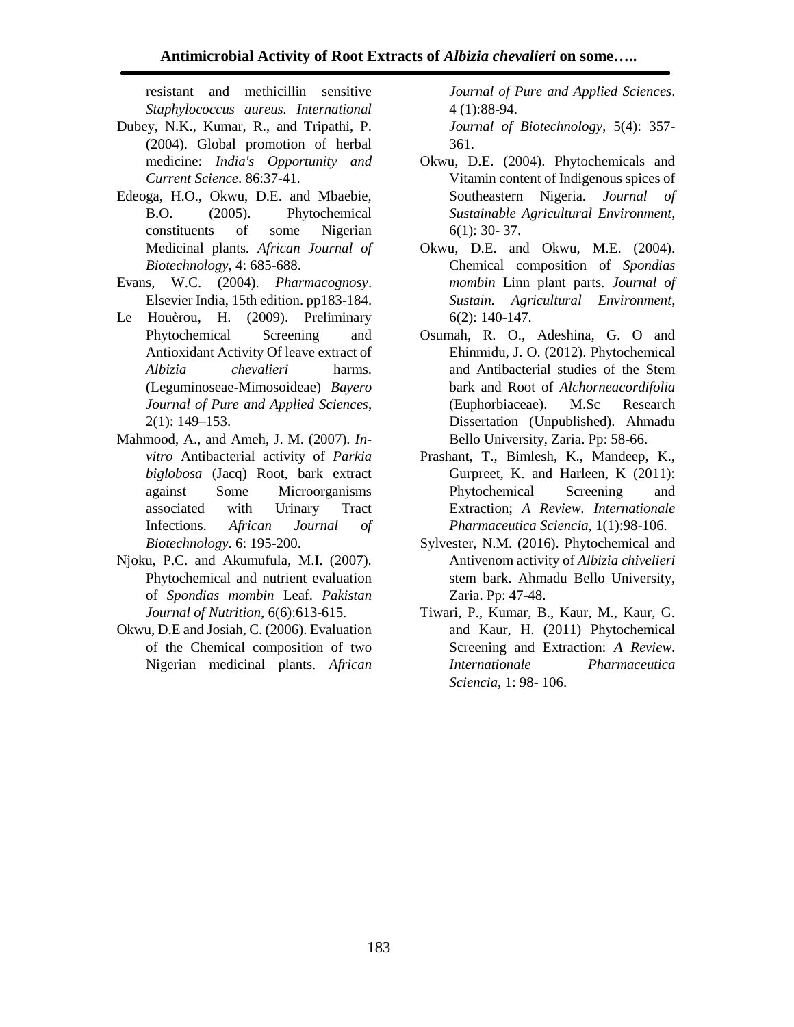resistant and methicillin sensitive *Staphylococcus aureus. International*

Dubey, N.K., Kumar, R., and Tripathi, P. (2004). Global promotion of herbal medicine: *India's Opportunity and Current Science*. 86:37-41.

Edeoga, H.O., Okwu, D.E. and Mbaebie, B.O. (2005). Phytochemical constituents of some Nigerian Medicinal plants. *African Journal of Biotechnology*, 4: 685-688.

Evans, W.C. (2004). *Pharmacognosy*. Elsevier India, 15th edition. pp183-184.

Le Houèrou, H. (2009). Preliminary Phytochemical Screening and Antioxidant Activity Of leave extract of *Albizia chevalieri* harms. (Leguminoseae-Mimosoideae) *Bayero Journal of Pure and Applied Sciences*, 2(1): 149–153.

Mahmood, A., and Ameh, J. M. (2007). *In-vitro* Antibacterial activity of *Parkia biglobosa* (Jacq) Root, bark extract against Some Microorganisms associated with Urinary Tract Infections. *African Journal of Biotechnology*. 6: 195-200.

Njoku, P.C. and Akumufula, M.I. (2007). Phytochemical and nutrient evaluation of *Spondias mombin* Leaf. *Pakistan Journal of Nutrition*, 6(6):613-615.

Okwu, D.E and Josiah, C. (2006). Evaluation of the Chemical composition of two Nigerian medicinal plants. *African Journal of Pure and Applied Sciences*. 4 (1):88-94.

*Journal of Biotechnology*, 5(4): 357-361.

Okwu, D.E. (2004). Phytochemicals and Vitamin content of Indigenous spices of Southeastern Nigeria. *Journal of Sustainable Agricultural Environment*, 6(1): 30- 37.

Okwu, D.E. and Okwu, M.E. (2004). Chemical composition of *Spondias mombin* Linn plant parts. *Journal of Sustain. Agricultural Environment*, 6(2): 140-147.

Osumah, R. O., Adeshina, G. O and Ehinmidu, J. O. (2012). Phytochemical and Antibacterial studies of the Stem bark and Root of *Alchorneacordifolia* (Euphorbiaceae). M.Sc Research Dissertation (Unpublished). Ahmadu Bello University, Zaria. Pp: 58-66.

Prashant, T., Bimlesh, K., Mandeep, K., Gurpreet, K. and Harleen, K (2011): Phytochemical Screening and Extraction; *A Review. Internationale Pharmaceutica Sciencia*, 1(1):98-106.

Sylvester, N.M. (2016). Phytochemical and Antivenom activity of *Albizia chivelieri* stem bark. Ahmadu Bello University, Zaria. Pp: 47-48.

Tiwari, P., Kumar, B., Kaur, M., Kaur, G. and Kaur, H. (2011) Phytochemical Screening and Extraction: *A Review. Internationale Pharmaceutica Sciencia*, 1: 98- 106.